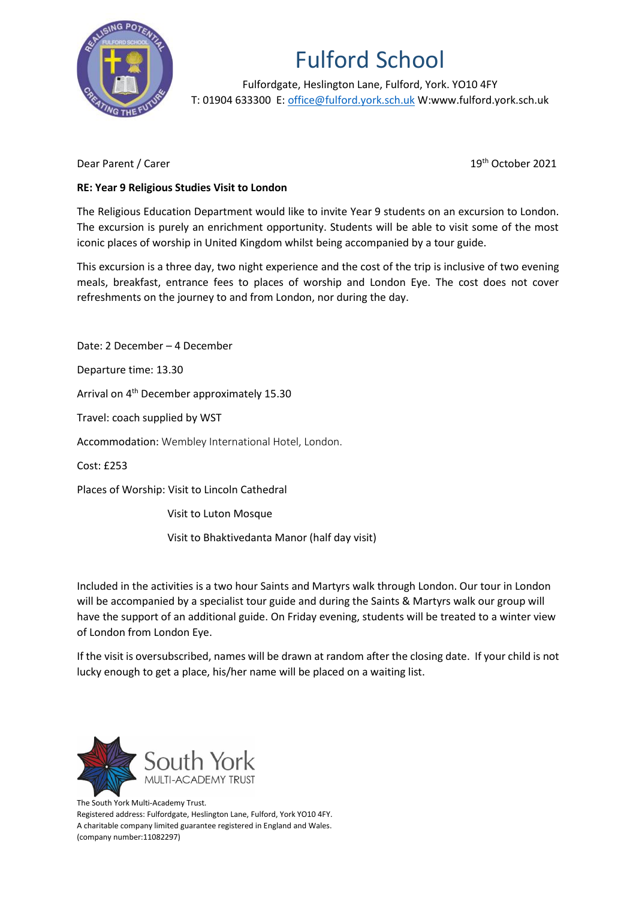# Fulford School

Fulfordgate, Heslington Lane, Fulford, York. YO10 4FY
T: 01904 633300 E: office@fulford.york.sch.uk W:www.fulford.york.sch.uk

Dear Parent / Carer

19th October 2021

**RE: Year 9 Religious Studies Visit to London**

The Religious Education Department would like to invite Year 9 students on an excursion to London. The excursion is purely an enrichment opportunity. Students will be able to visit some of the most iconic places of worship in United Kingdom whilst being accompanied by a tour guide.

This excursion is a three day, two night experience and the cost of the trip is inclusive of two evening meals, breakfast, entrance fees to places of worship and London Eye. The cost does not cover refreshments on the journey to and from London, nor during the day.

Date: 2 December – 4 December

Departure time: 13.30

Arrival on 4th December approximately 15.30

Travel: coach supplied by WST

Accommodation: Wembley International Hotel, London.

Cost: £253

Places of Worship: Visit to Lincoln Cathedral

Visit to Luton Mosque

Visit to Bhaktivedanta Manor (half day visit)

Included in the activities is a two hour Saints and Martyrs walk through London. Our tour in London will be accompanied by a specialist tour guide and during the Saints & Martyrs walk our group will have the support of an additional guide. On Friday evening, students will be treated to a winter view of London from London Eye.

If the visit is oversubscribed, names will be drawn at random after the closing date. If your child is not lucky enough to get a place, his/her name will be placed on a waiting list.

South York MULTI-ACADEMY TRUST

The South York Multi-Academy Trust.
Registered address: Fulfordgate, Heslington Lane, Fulford, York YO10 4FY.
A charitable company limited guarantee registered in England and Wales.
(company number:11082297)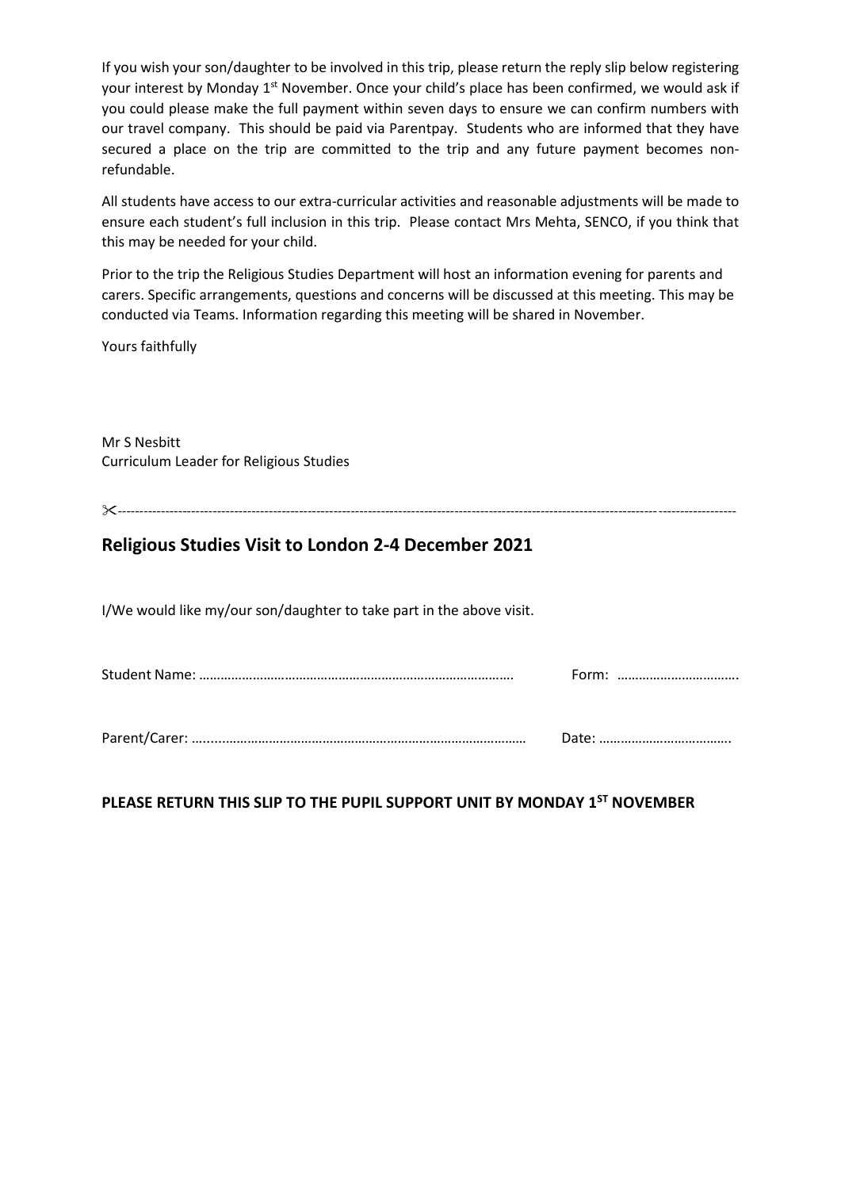If you wish your son/daughter to be involved in this trip, please return the reply slip below registering your interest by Monday 1st November. Once your child's place has been confirmed, we would ask if you could please make the full payment within seven days to ensure we can confirm numbers with our travel company. This should be paid via Parentpay. Students who are informed that they have secured a place on the trip are committed to the trip and any future payment becomes non-refundable.

All students have access to our extra-curricular activities and reasonable adjustments will be made to ensure each student's full inclusion in this trip. Please contact Mrs Mehta, SENCO, if you think that this may be needed for your child.

Prior to the trip the Religious Studies Department will host an information evening for parents and carers. Specific arrangements, questions and concerns will be discussed at this meeting. This may be conducted via Teams. Information regarding this meeting will be shared in November.

Yours faithfully

Mr S Nesbitt
Curriculum Leader for Religious Studies

✂-----------------------------------------------------------------------------------------------------------------------------------

## Religious Studies Visit to London 2-4 December 2021

I/We would like my/our son/daughter to take part in the above visit.

Student Name: …………………………………………………………………………… Form: …………………………….

Parent/Carer: …...……………………………………………………………………………… Date: ……………………………….

**PLEASE RETURN THIS SLIP TO THE PUPIL SUPPORT UNIT BY MONDAY 1ST NOVEMBER**